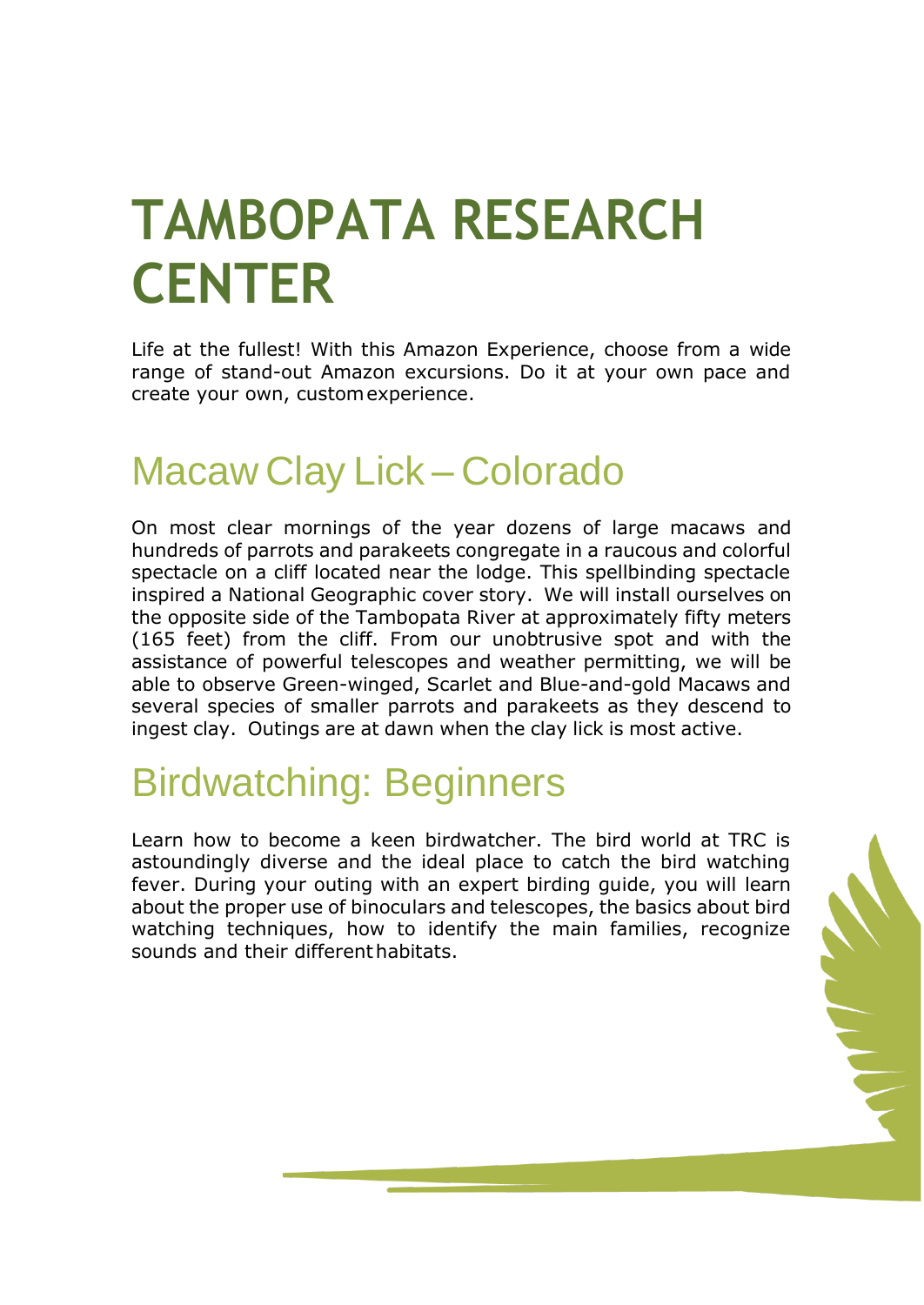# TAMBOPATA RESEARCH CENTER

Life at the fullest! With this Amazon Experience, choose from a wide range of stand-out Amazon excursions. Do it at your own pace and create your own, custom experience.

## Macaw Clay Lick – Colorado

On most clear mornings of the year dozens of large macaws and hundreds of parrots and parakeets congregate in a raucous and colorful spectacle on a cliff located near the lodge. This spellbinding spectacle inspired a National Geographic cover story. We will install ourselves on the opposite side of the Tambopata River at approximately fifty meters (165 feet) from the cliff. From our unobtrusive spot and with the assistance of powerful telescopes and weather permitting, we will be able to observe Green-winged, Scarlet and Blue-and-gold Macaws and several species of smaller parrots and parakeets as they descend to ingest clay. Outings are at dawn when the clay lick is most active.

## Birdwatching: Beginners

Learn how to become a keen birdwatcher. The bird world at TRC is astoundingly diverse and the ideal place to catch the bird watching fever. During your outing with an expert birding guide, you will learn about the proper use of binoculars and telescopes, the basics about bird watching techniques, how to identify the main families, recognize sounds and their different habitats.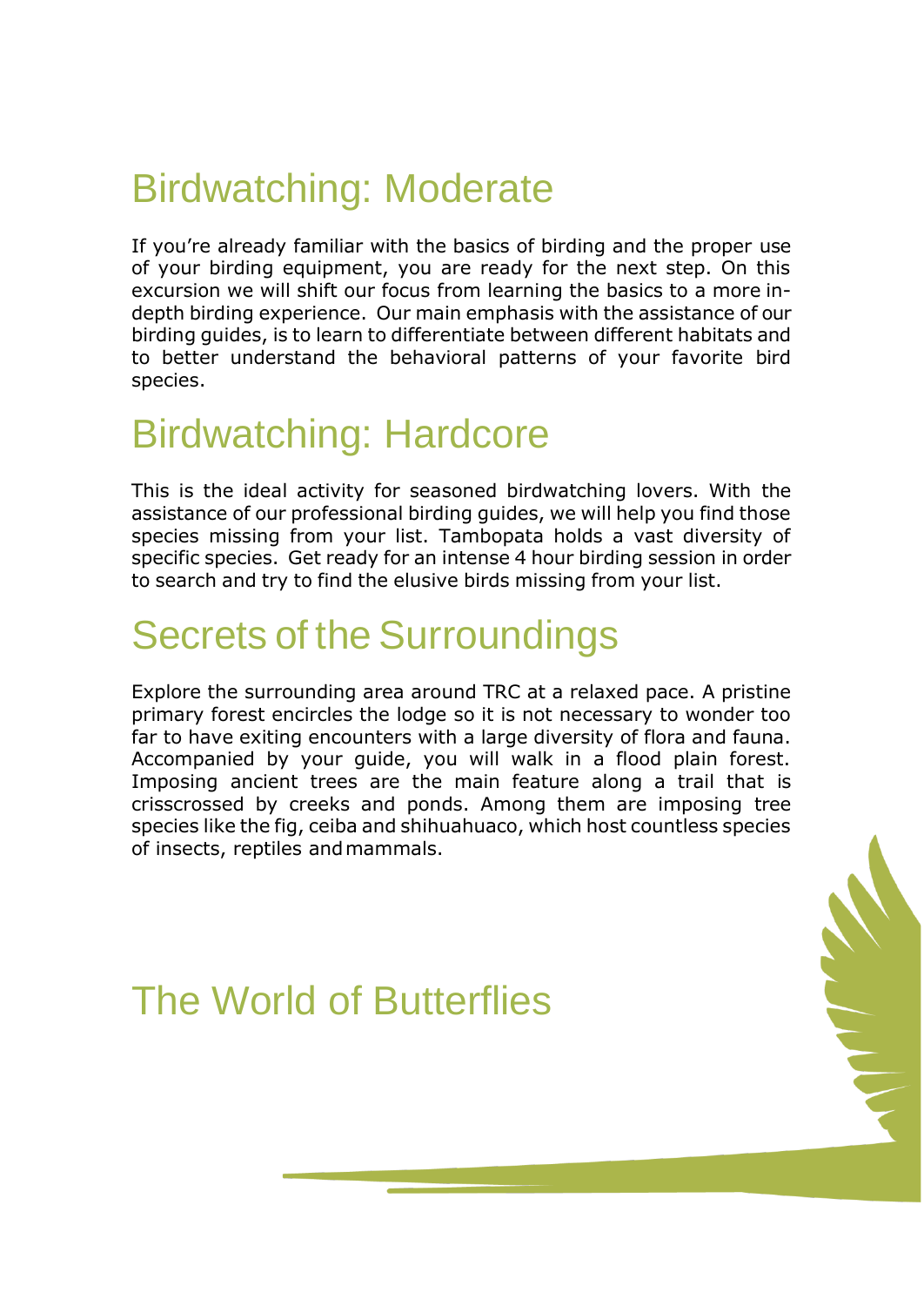# Birdwatching: Moderate

If you're already familiar with the basics of birding and the proper use of your birding equipment, you are ready for the next step. On this excursion we will shift our focus from learning the basics to a more in-depth birding experience. Our main emphasis with the assistance of our birding guides, is to learn to differentiate between different habitats and to better understand the behavioral patterns of your favorite bird species.

# Birdwatching: Hardcore

This is the ideal activity for seasoned birdwatching lovers. With the assistance of our professional birding guides, we will help you find those species missing from your list. Tambopata holds a vast diversity of specific species. Get ready for an intense 4 hour birding session in order to search and try to find the elusive birds missing from your list.

# Secrets of the Surroundings

Explore the surrounding area around TRC at a relaxed pace. A pristine primary forest encircles the lodge so it is not necessary to wonder too far to have exiting encounters with a large diversity of flora and fauna. Accompanied by your guide, you will walk in a flood plain forest. Imposing ancient trees are the main feature along a trail that is crisscrossed by creeks and ponds. Among them are imposing tree species like the fig, ceiba and shihuahuaco, which host countless species of insects, reptiles and mammals.

# The World of Butterflies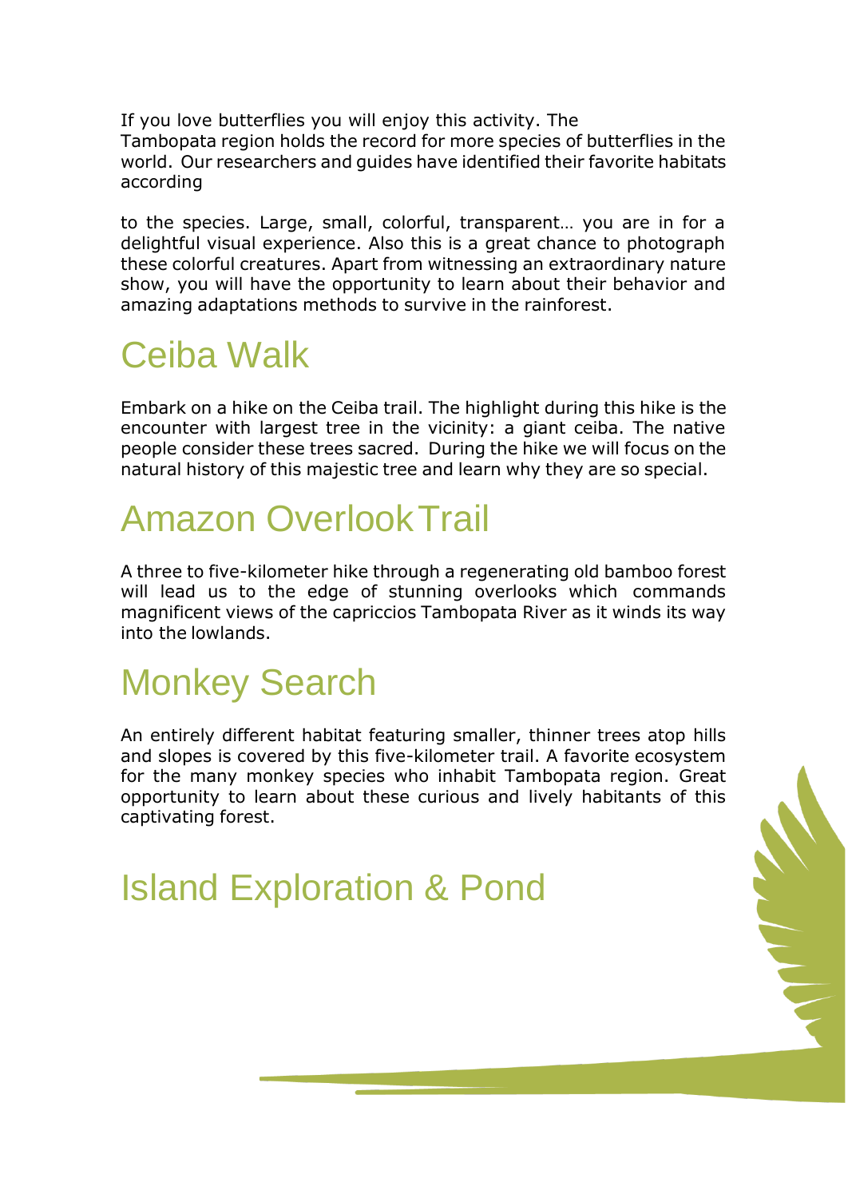If you love butterflies you will enjoy this activity. The Tambopata region holds the record for more species of butterflies in the world. Our researchers and guides have identified their favorite habitats according

to the species. Large, small, colorful, transparent… you are in for a delightful visual experience. Also this is a great chance to photograph these colorful creatures. Apart from witnessing an extraordinary nature show, you will have the opportunity to learn about their behavior and amazing adaptations methods to survive in the rainforest.

# Ceiba Walk

Embark on a hike on the Ceiba trail. The highlight during this hike is the encounter with largest tree in the vicinity: a giant ceiba. The native people consider these trees sacred. During the hike we will focus on the natural history of this majestic tree and learn why they are so special.

# Amazon Overlook Trail

A three to five-kilometer hike through a regenerating old bamboo forest will lead us to the edge of stunning overlooks which commands magnificent views of the capriccios Tambopata River as it winds its way into the lowlands.

# Monkey Search

An entirely different habitat featuring smaller, thinner trees atop hills and slopes is covered by this five-kilometer trail. A favorite ecosystem for the many monkey species who inhabit Tambopata region. Great opportunity to learn about these curious and lively habitants of this captivating forest.

# Island Exploration & Pond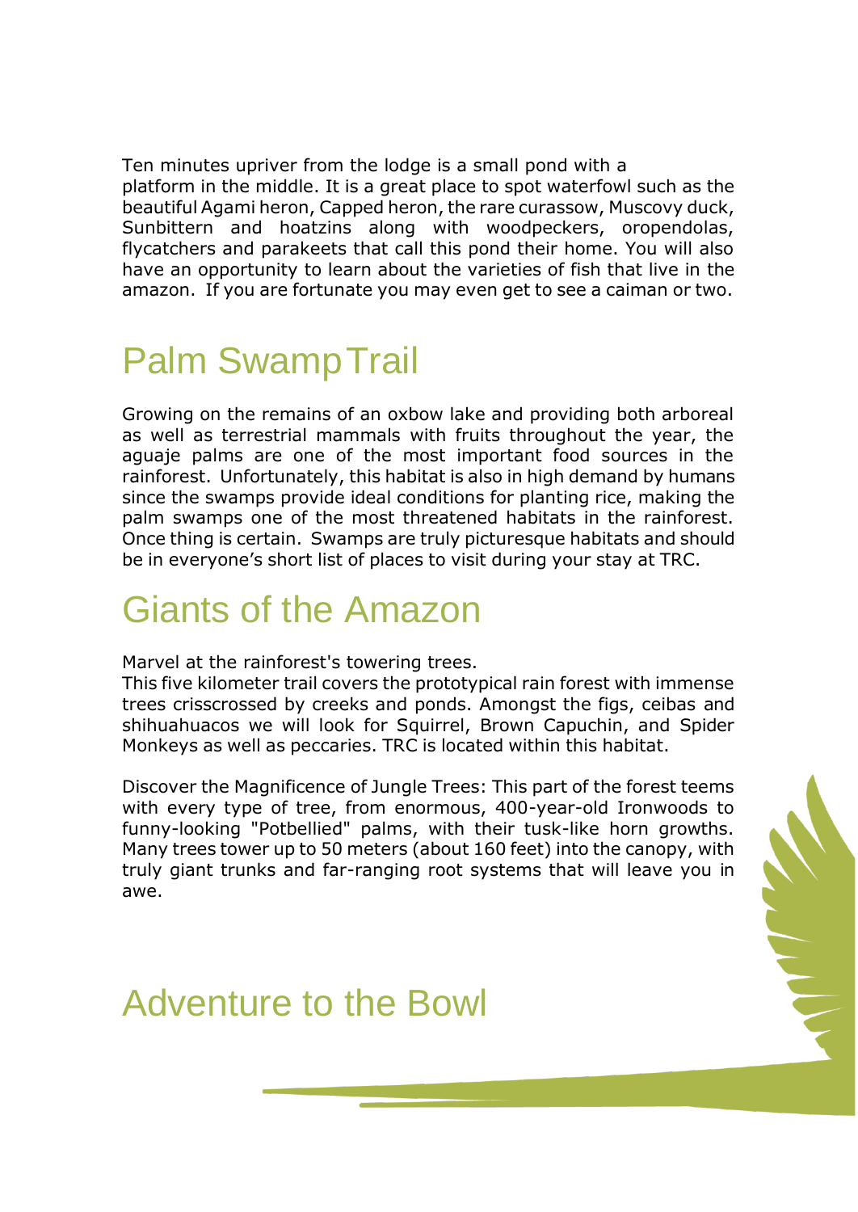Ten minutes upriver from the lodge is a small pond with a platform in the middle. It is a great place to spot waterfowl such as the beautiful Agami heron, Capped heron, the rare curassow, Muscovy duck, Sunbittern and hoatzins along with woodpeckers, oropendolas, flycatchers and parakeets that call this pond their home. You will also have an opportunity to learn about the varieties of fish that live in the amazon. If you are fortunate you may even get to see a caiman or two.

## Palm Swamp Trail

Growing on the remains of an oxbow lake and providing both arboreal as well as terrestrial mammals with fruits throughout the year, the aguaje palms are one of the most important food sources in the rainforest. Unfortunately, this habitat is also in high demand by humans since the swamps provide ideal conditions for planting rice, making the palm swamps one of the most threatened habitats in the rainforest. Once thing is certain. Swamps are truly picturesque habitats and should be in everyone's short list of places to visit during your stay at TRC.

## Giants of the Amazon

Marvel at the rainforest's towering trees.
This five kilometer trail covers the prototypical rain forest with immense trees crisscrossed by creeks and ponds. Amongst the figs, ceibas and shihuahuacos we will look for Squirrel, Brown Capuchin, and Spider Monkeys as well as peccaries. TRC is located within this habitat.

Discover the Magnificence of Jungle Trees: This part of the forest teems with every type of tree, from enormous, 400-year-old Ironwoods to funny-looking "Potbellied" palms, with their tusk-like horn growths. Many trees tower up to 50 meters (about 160 feet) into the canopy, with truly giant trunks and far-ranging root systems that will leave you in awe.

## Adventure to the Bowl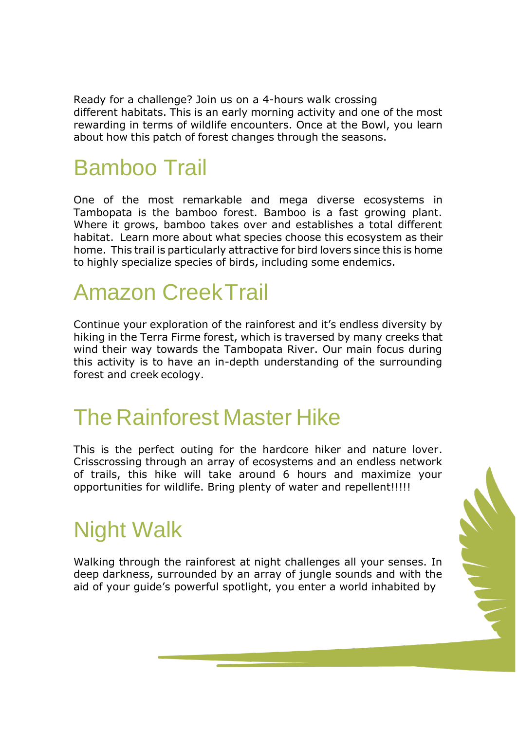Ready for a challenge? Join us on a 4-hours walk crossing different habitats. This is an early morning activity and one of the most rewarding in terms of wildlife encounters. Once at the Bowl, you learn about how this patch of forest changes through the seasons.

## Bamboo Trail

One of the most remarkable and mega diverse ecosystems in Tambopata is the bamboo forest. Bamboo is a fast growing plant. Where it grows, bamboo takes over and establishes a total different habitat. Learn more about what species choose this ecosystem as their home. This trail is particularly attractive for bird lovers since this is home to highly specialize species of birds, including some endemics.

## Amazon Creek Trail

Continue your exploration of the rainforest and it's endless diversity by hiking in the Terra Firme forest, which is traversed by many creeks that wind their way towards the Tambopata River. Our main focus during this activity is to have an in-depth understanding of the surrounding forest and creek ecology.

## The Rainforest Master Hike

This is the perfect outing for the hardcore hiker and nature lover. Crisscrossing through an array of ecosystems and an endless network of trails, this hike will take around 6 hours and maximize your opportunities for wildlife. Bring plenty of water and repellent!!!!!

## Night Walk

Walking through the rainforest at night challenges all your senses. In deep darkness, surrounded by an array of jungle sounds and with the aid of your guide's powerful spotlight, you enter a world inhabited by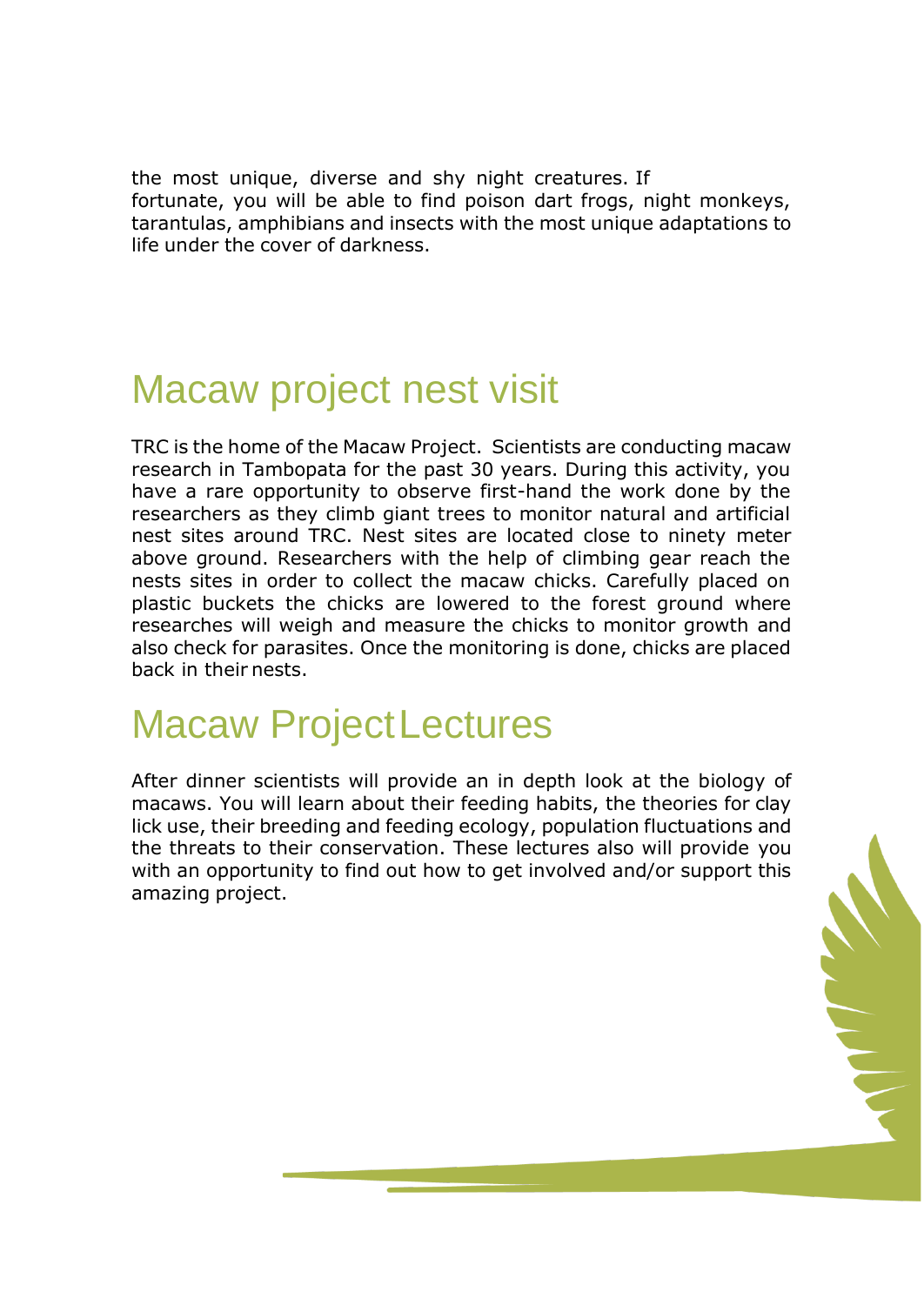the most unique, diverse and shy night creatures. If fortunate, you will be able to find poison dart frogs, night monkeys, tarantulas, amphibians and insects with the most unique adaptations to life under the cover of darkness.

## Macaw project nest visit

TRC is the home of the Macaw Project. Scientists are conducting macaw research in Tambopata for the past 30 years. During this activity, you have a rare opportunity to observe first-hand the work done by the researchers as they climb giant trees to monitor natural and artificial nest sites around TRC. Nest sites are located close to ninety meter above ground. Researchers with the help of climbing gear reach the nests sites in order to collect the macaw chicks. Carefully placed on plastic buckets the chicks are lowered to the forest ground where researches will weigh and measure the chicks to monitor growth and also check for parasites. Once the monitoring is done, chicks are placed back in their nests.

## Macaw Project Lectures

After dinner scientists will provide an in depth look at the biology of macaws. You will learn about their feeding habits, the theories for clay lick use, their breeding and feeding ecology, population fluctuations and the threats to their conservation. These lectures also will provide you with an opportunity to find out how to get involved and/or support this amazing project.